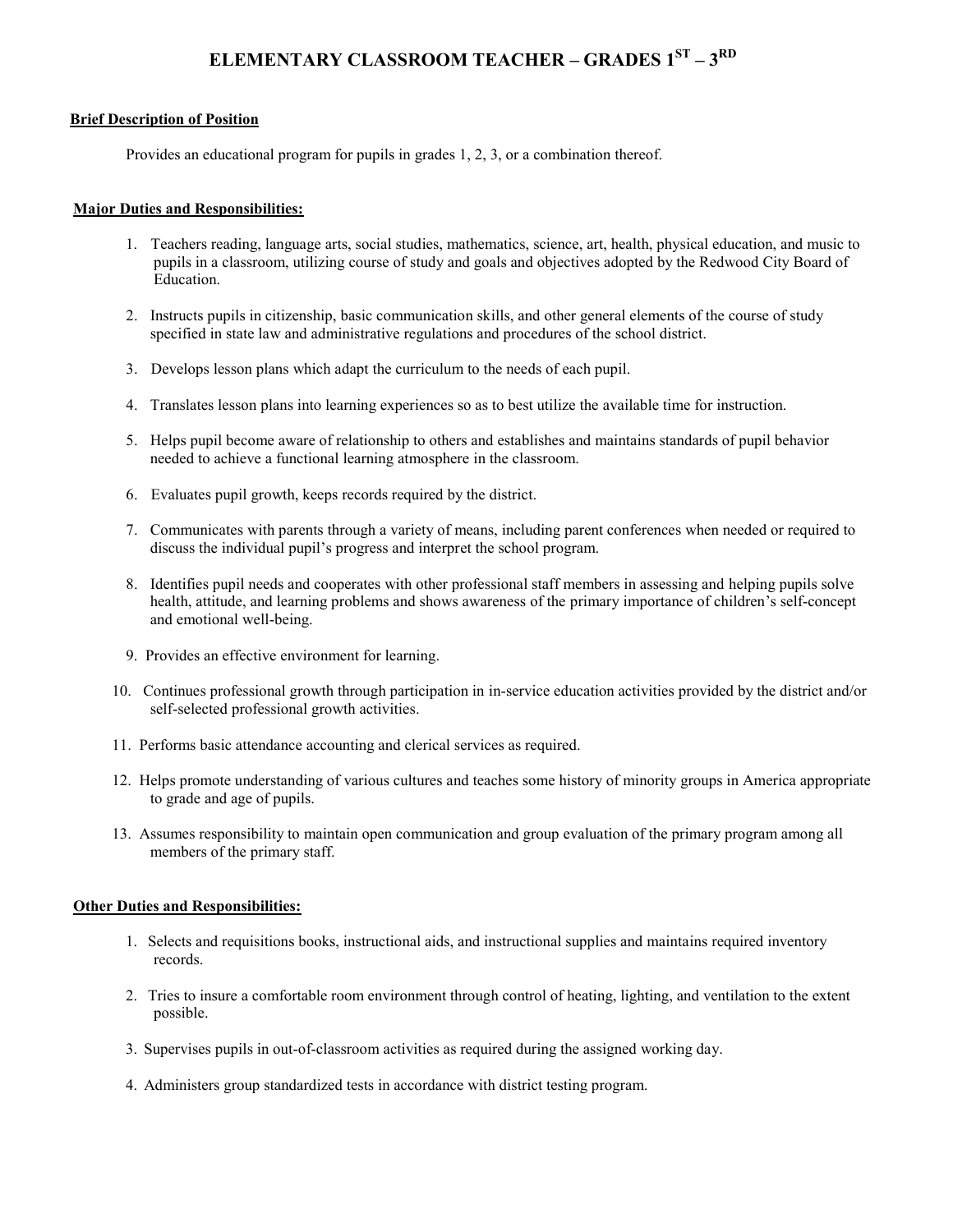# ELEMENTARY CLASSROOM TEACHER – GRADES 1ST – 3RD

**Brief Description of Position**

Provides an educational program for pupils in grades 1, 2, 3, or a combination thereof.

**Major Duties and Responsibilities:**

1. Teachers reading, language arts, social studies, mathematics, science, art, health, physical education, and music to pupils in a classroom, utilizing course of study and goals and objectives adopted by the Redwood City Board of Education.
2. Instructs pupils in citizenship, basic communication skills, and other general elements of the course of study specified in state law and administrative regulations and procedures of the school district.
3. Develops lesson plans which adapt the curriculum to the needs of each pupil.
4. Translates lesson plans into learning experiences so as to best utilize the available time for instruction.
5. Helps pupil become aware of relationship to others and establishes and maintains standards of pupil behavior needed to achieve a functional learning atmosphere in the classroom.
6. Evaluates pupil growth, keeps records required by the district.
7. Communicates with parents through a variety of means, including parent conferences when needed or required to discuss the individual pupil's progress and interpret the school program.
8. Identifies pupil needs and cooperates with other professional staff members in assessing and helping pupils solve health, attitude, and learning problems and shows awareness of the primary importance of children's self-concept and emotional well-being.
9. Provides an effective environment for learning.
10. Continues professional growth through participation in in-service education activities provided by the district and/or self-selected professional growth activities.
11. Performs basic attendance accounting and clerical services as required.
12. Helps promote understanding of various cultures and teaches some history of minority groups in America appropriate to grade and age of pupils.
13. Assumes responsibility to maintain open communication and group evaluation of the primary program among all members of the primary staff.

**Other Duties and Responsibilities:**

1. Selects and requisitions books, instructional aids, and instructional supplies and maintains required inventory records.
2. Tries to insure a comfortable room environment through control of heating, lighting, and ventilation to the extent possible.
3. Supervises pupils in out-of-classroom activities as required during the assigned working day.
4. Administers group standardized tests in accordance with district testing program.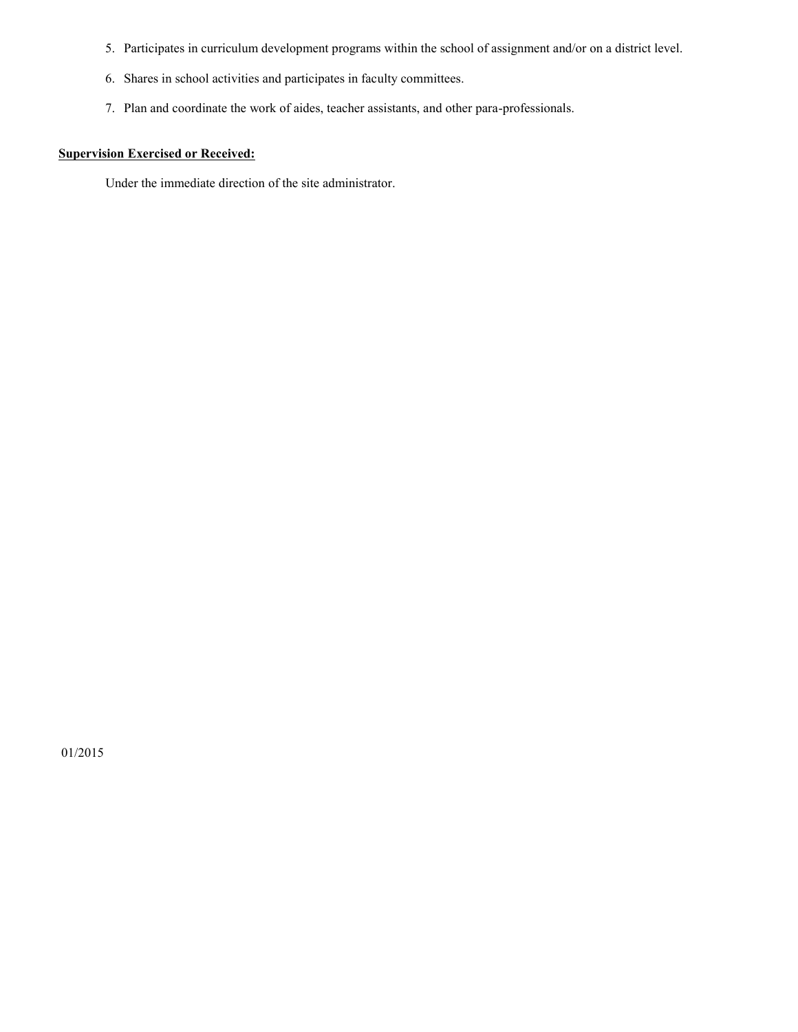5. Participates in curriculum development programs within the school of assignment and/or on a district level.
6. Shares in school activities and participates in faculty committees.
7. Plan and coordinate the work of aides, teacher assistants, and other para-professionals.

**Supervision Exercised or Received:**

Under the immediate direction of the site administrator.

01/2015